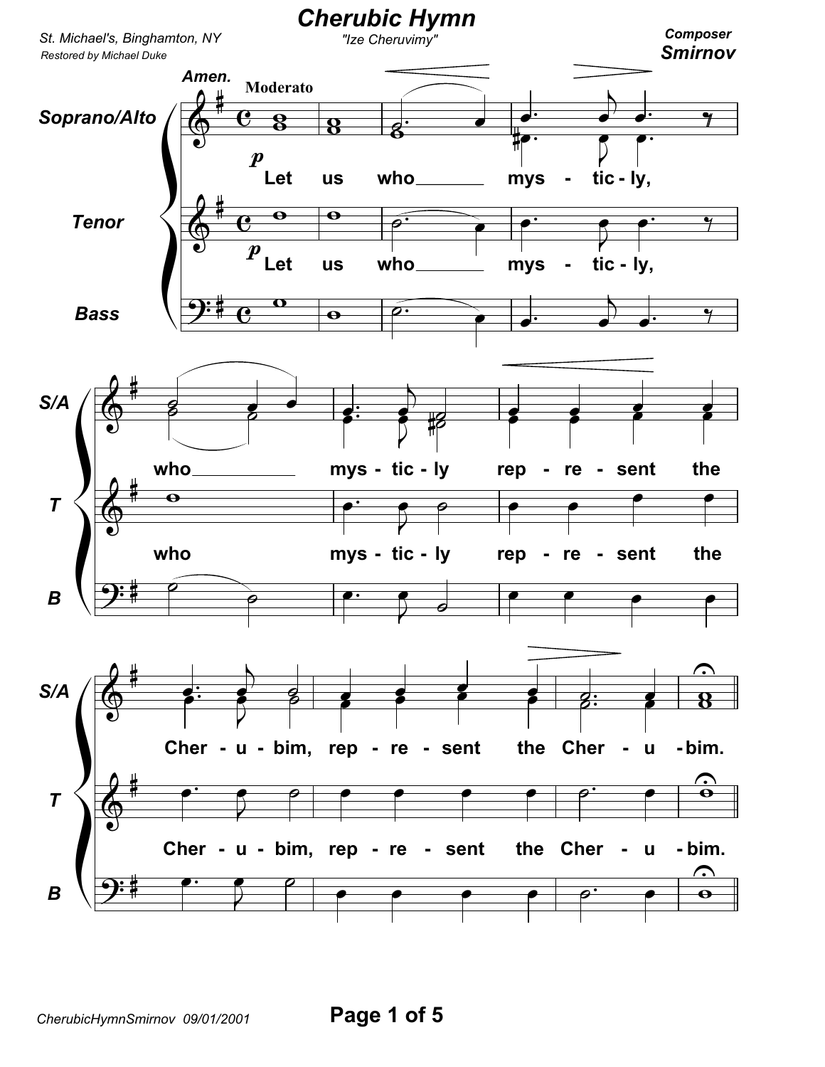# Cherubic Hymn

"Ize Cheruvimy"

St. Michael's, Binghamton, NY

Restored by Michael Duke

Composer
**Smirnov**

Amen.

Moderato

Soprano/Alto: Let us who mys - tic - ly, who mys - tic - ly rep - re - sent the Cher - u - bim, rep - re - sent the Cher - u - bim.

Tenor: Let us who mys - tic - ly, who mys - tic - ly rep - re - sent the Cher - u - bim, rep - re - sent the Cher - u - bim.

Bass

CherubicHymnSmirnov 09/01/2001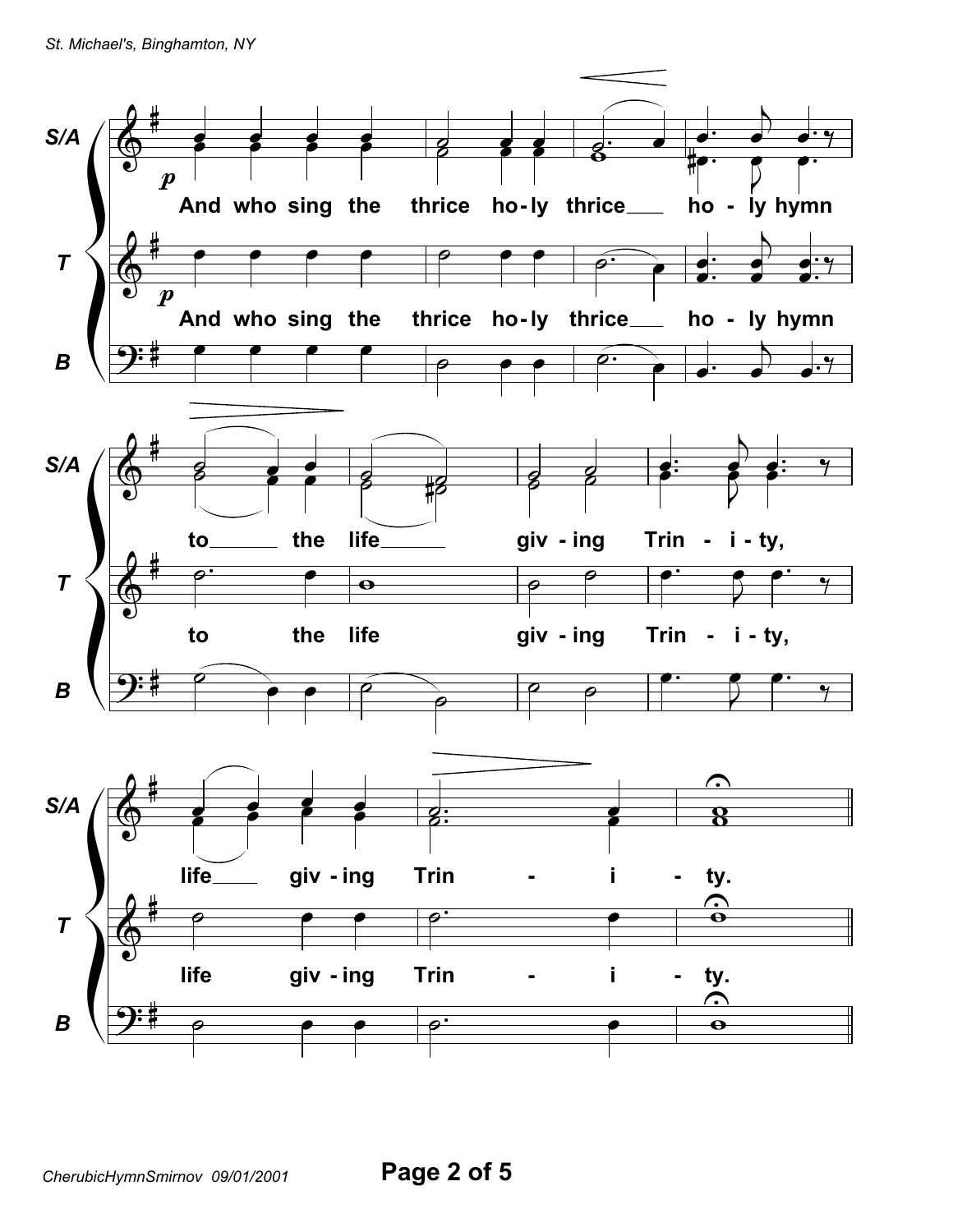And who sing the thrice ho-ly thrice ho-ly hymn

to the life giv-ing Trin-i-ty,

life giv-ing Trin-i-ty.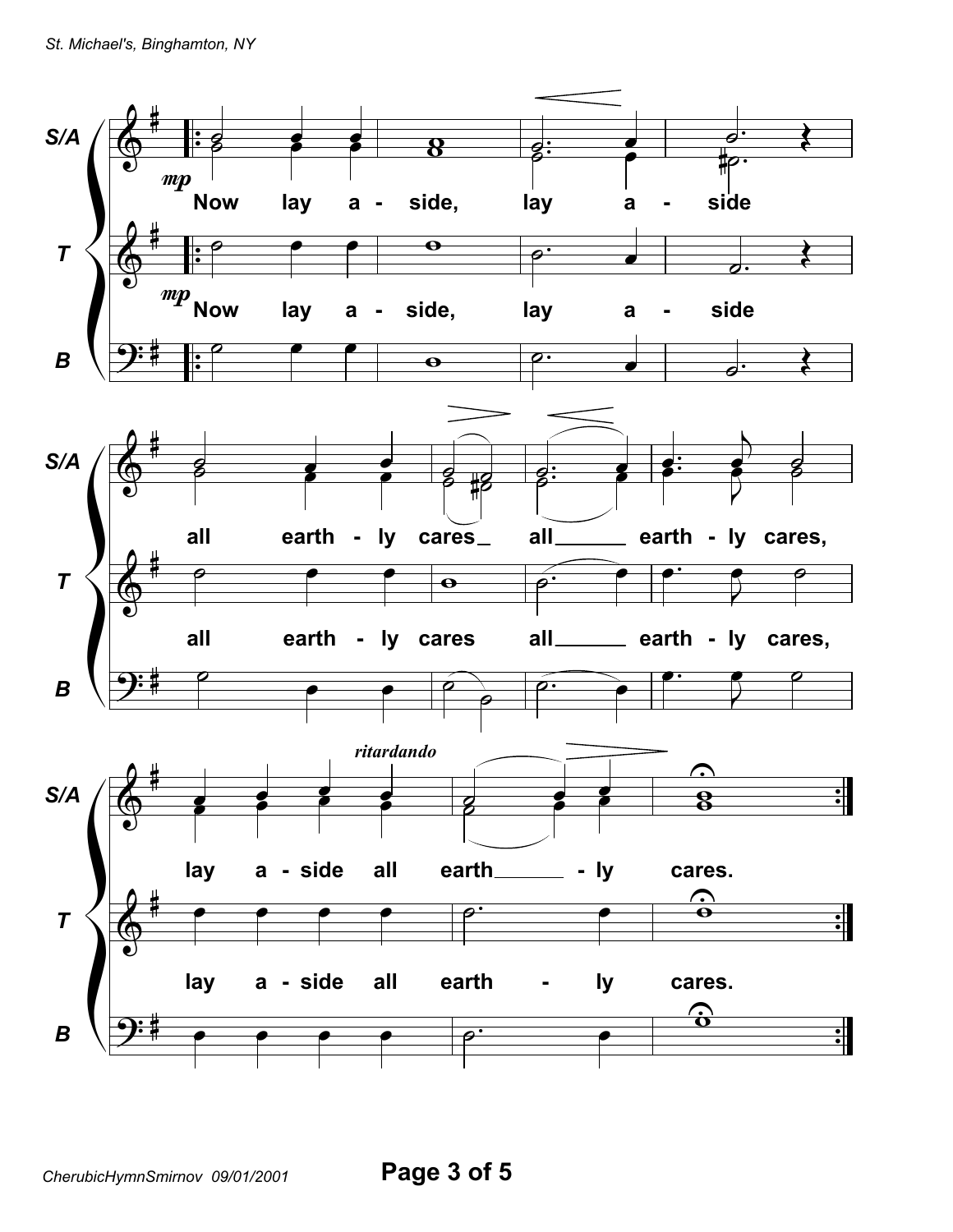S/A

*mp* Now lay a - side, lay a - side

T

*mp* Now lay a - side, lay a - side

B

S/A

all earth - ly cares_ all______ earth - ly cares,

T

all earth - ly cares all______ earth - ly cares,

B

*ritardando*

S/A

lay a - side all earth______ - ly cares.

T

lay a - side all earth - ly cares.

B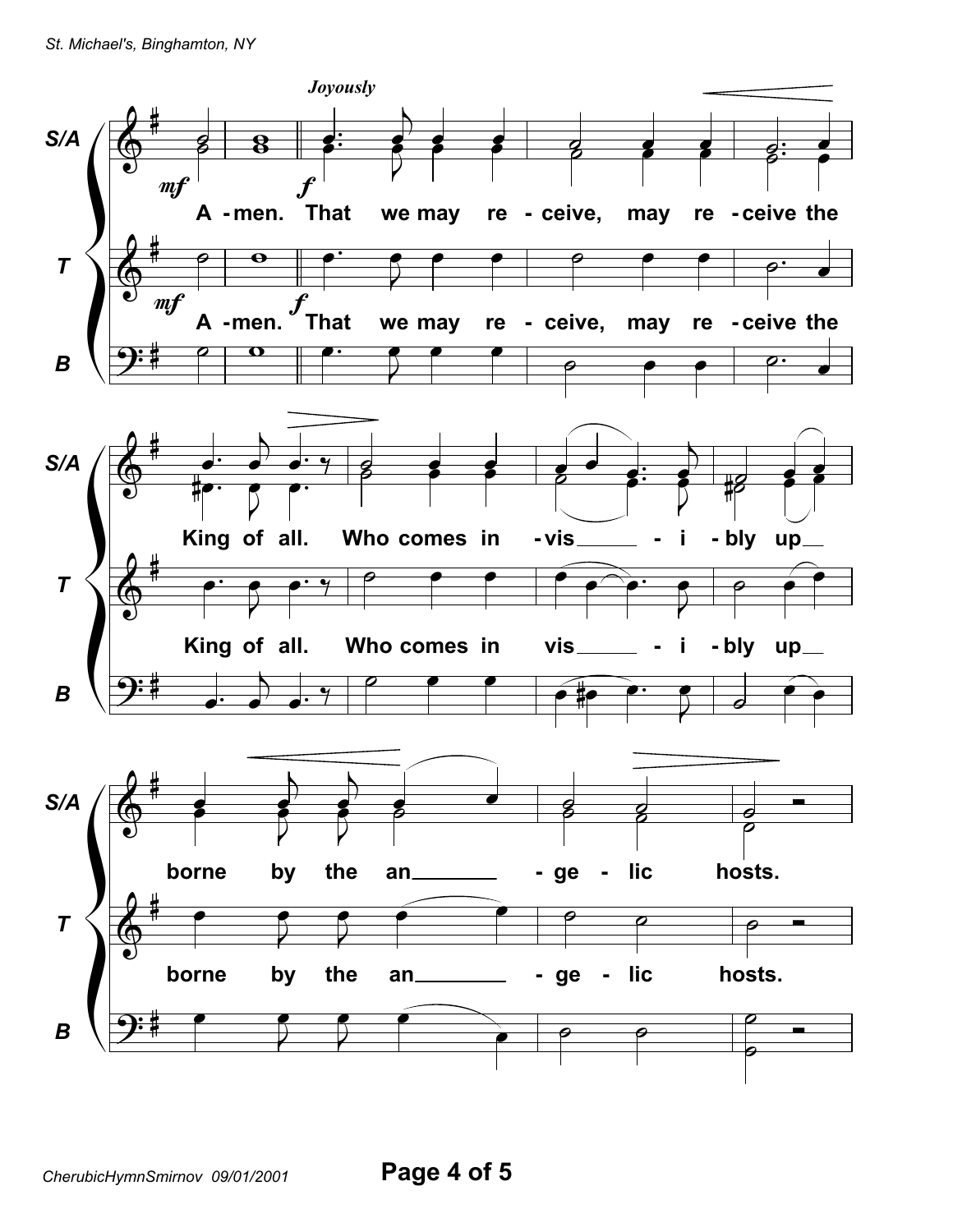*Joyously*

S/A, T: A-men. That we may re-ceive, may re-ceive the King of all. Who comes in-vis-i-bly up borne by the an-ge-lic hosts.

B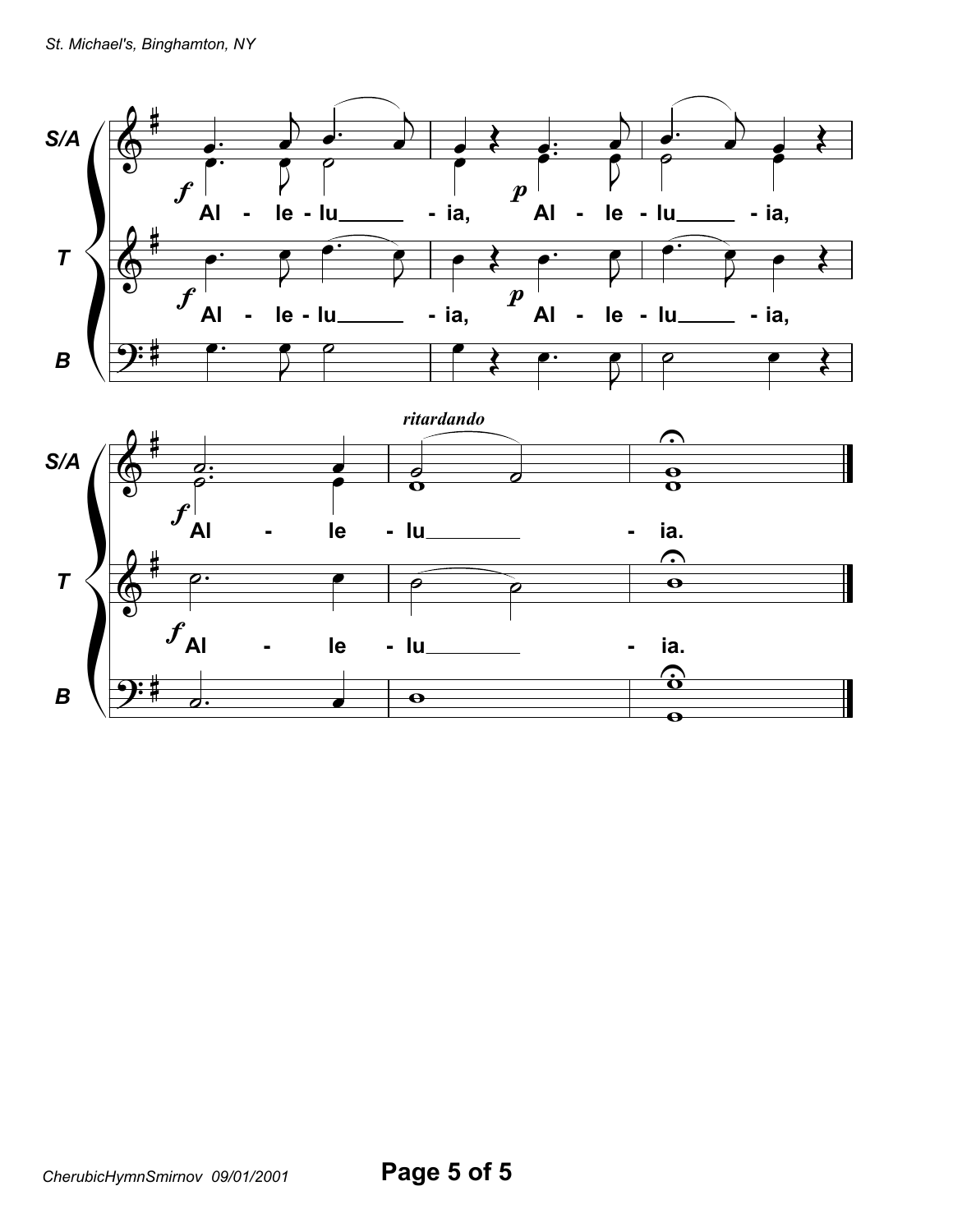S/A

*f* Al - le - lu — - ia, *p* Al - le - lu — - ia,

T

*f* Al - le - lu — - ia, *p* Al - le - lu — - ia,

B

*ritardando*

S/A

*f* Al - le - lu — - ia.

T

*f* Al - le - lu — - ia.

B